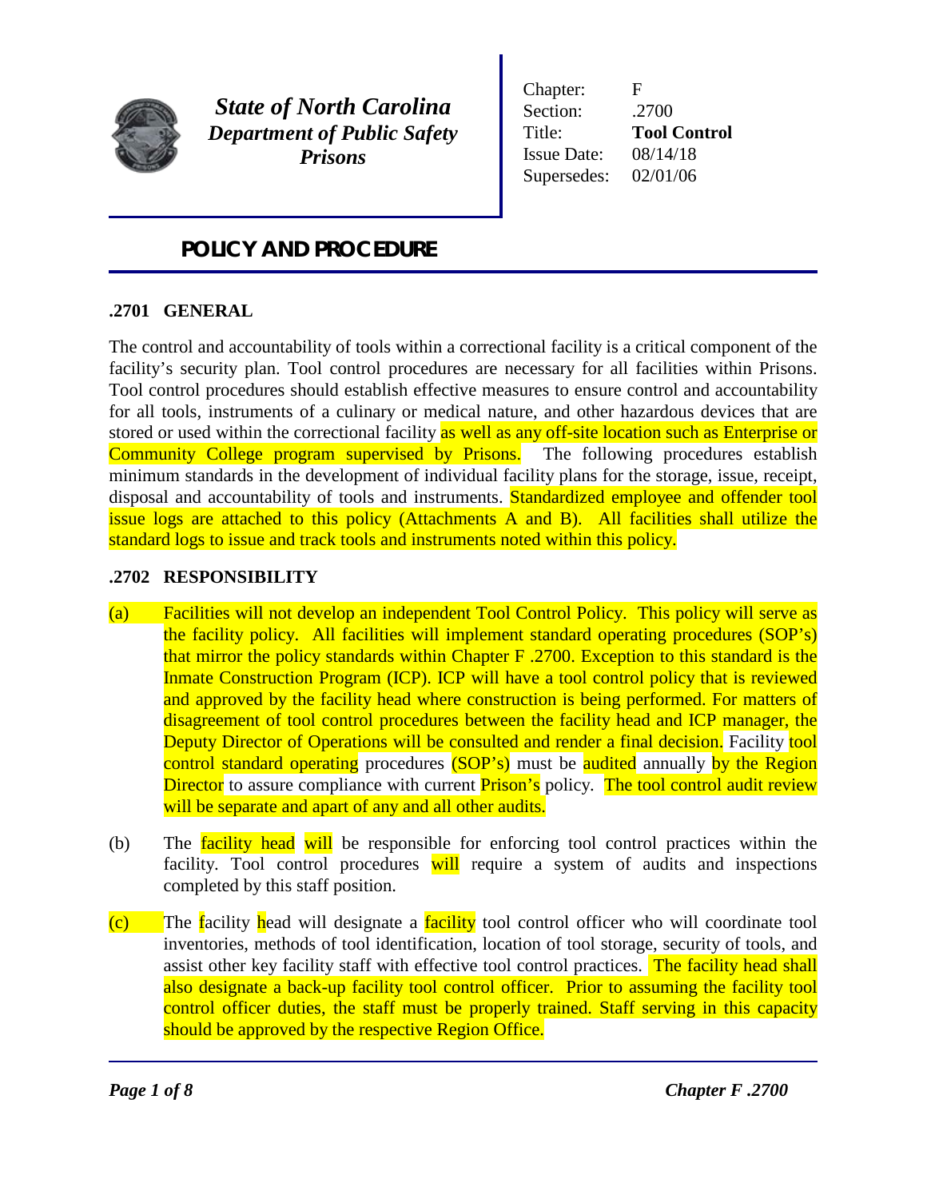**State of North Carolina**
**Department of Public Safety**
**Prisons**

| | |
|---|---|
| Chapter: | F |
| Section: | .2700 |
| Title: | **Tool Control** |
| Issue Date: | 08/14/18 |
| Supersedes: | 02/01/06 |

# POLICY AND PROCEDURE

## .2701 GENERAL

The control and accountability of tools within a correctional facility is a critical component of the facility's security plan. Tool control procedures are necessary for all facilities within Prisons. Tool control procedures should establish effective measures to ensure control and accountability for all tools, instruments of a culinary or medical nature, and other hazardous devices that are stored or used within the correctional facility as well as any off-site location such as Enterprise or Community College program supervised by Prisons. The following procedures establish minimum standards in the development of individual facility plans for the storage, issue, receipt, disposal and accountability of tools and instruments. Standardized employee and offender tool issue logs are attached to this policy (Attachments A and B). All facilities shall utilize the standard logs to issue and track tools and instruments noted within this policy.

## .2702 RESPONSIBILITY

(a) Facilities will not develop an independent Tool Control Policy. This policy will serve as the facility policy. All facilities will implement standard operating procedures (SOP's) that mirror the policy standards within Chapter F .2700. Exception to this standard is the Inmate Construction Program (ICP). ICP will have a tool control policy that is reviewed and approved by the facility head where construction is being performed. For matters of disagreement of tool control procedures between the facility head and ICP manager, the Deputy Director of Operations will be consulted and render a final decision. Facility tool control standard operating procedures (SOP's) must be audited annually by the Region Director to assure compliance with current Prison's policy. The tool control audit review will be separate and apart of any and all other audits.

(b) The facility head will be responsible for enforcing tool control practices within the facility. Tool control procedures will require a system of audits and inspections completed by this staff position.

(c) The facility head will designate a facility tool control officer who will coordinate tool inventories, methods of tool identification, location of tool storage, security of tools, and assist other key facility staff with effective tool control practices. The facility head shall also designate a back-up facility tool control officer. Prior to assuming the facility tool control officer duties, the staff must be properly trained. Staff serving in this capacity should be approved by the respective Region Office.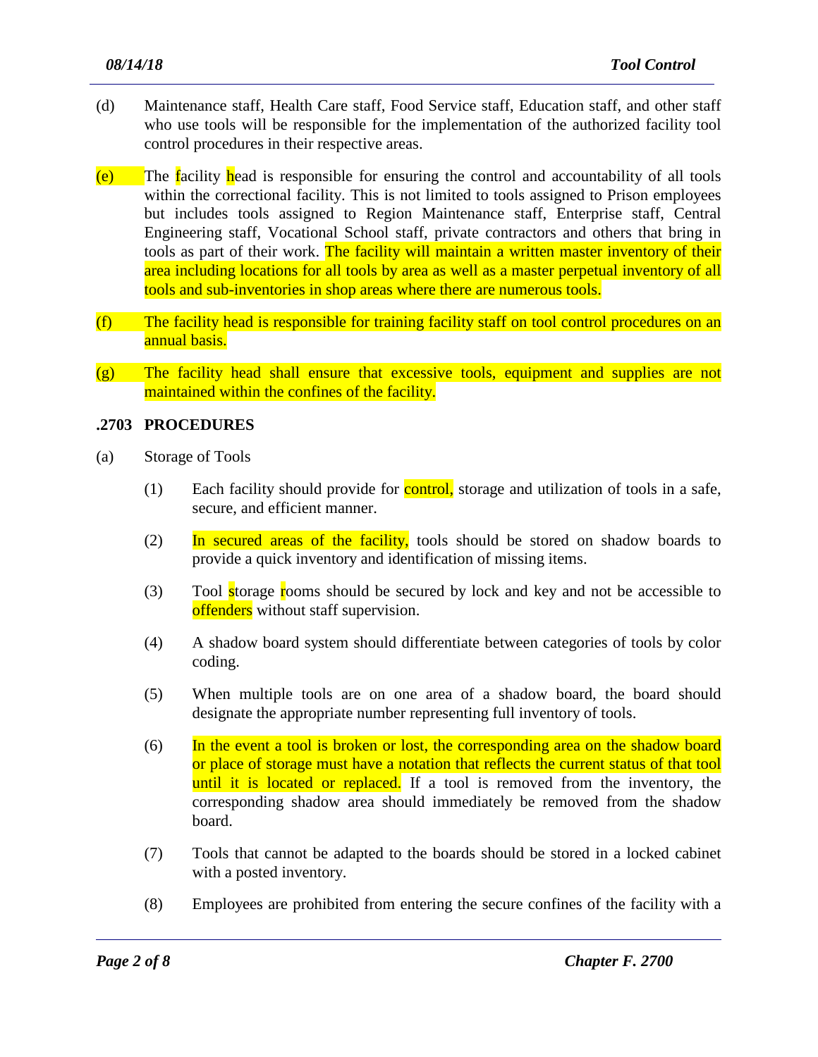(d) Maintenance staff, Health Care staff, Food Service staff, Education staff, and other staff who use tools will be responsible for the implementation of the authorized facility tool control procedures in their respective areas.

(e) The facility head is responsible for ensuring the control and accountability of all tools within the correctional facility. This is not limited to tools assigned to Prison employees but includes tools assigned to Region Maintenance staff, Enterprise staff, Central Engineering staff, Vocational School staff, private contractors and others that bring in tools as part of their work. The facility will maintain a written master inventory of their area including locations for all tools by area as well as a master perpetual inventory of all tools and sub-inventories in shop areas where there are numerous tools.

(f) The facility head is responsible for training facility staff on tool control procedures on an annual basis.

(g) The facility head shall ensure that excessive tools, equipment and supplies are not maintained within the confines of the facility.

## .2703 PROCEDURES

(a) Storage of Tools

(1) Each facility should provide for control, storage and utilization of tools in a safe, secure, and efficient manner.

(2) In secured areas of the facility, tools should be stored on shadow boards to provide a quick inventory and identification of missing items.

(3) Tool storage rooms should be secured by lock and key and not be accessible to offenders without staff supervision.

(4) A shadow board system should differentiate between categories of tools by color coding.

(5) When multiple tools are on one area of a shadow board, the board should designate the appropriate number representing full inventory of tools.

(6) In the event a tool is broken or lost, the corresponding area on the shadow board or place of storage must have a notation that reflects the current status of that tool until it is located or replaced. If a tool is removed from the inventory, the corresponding shadow area should immediately be removed from the shadow board.

(7) Tools that cannot be adapted to the boards should be stored in a locked cabinet with a posted inventory.

(8) Employees are prohibited from entering the secure confines of the facility with a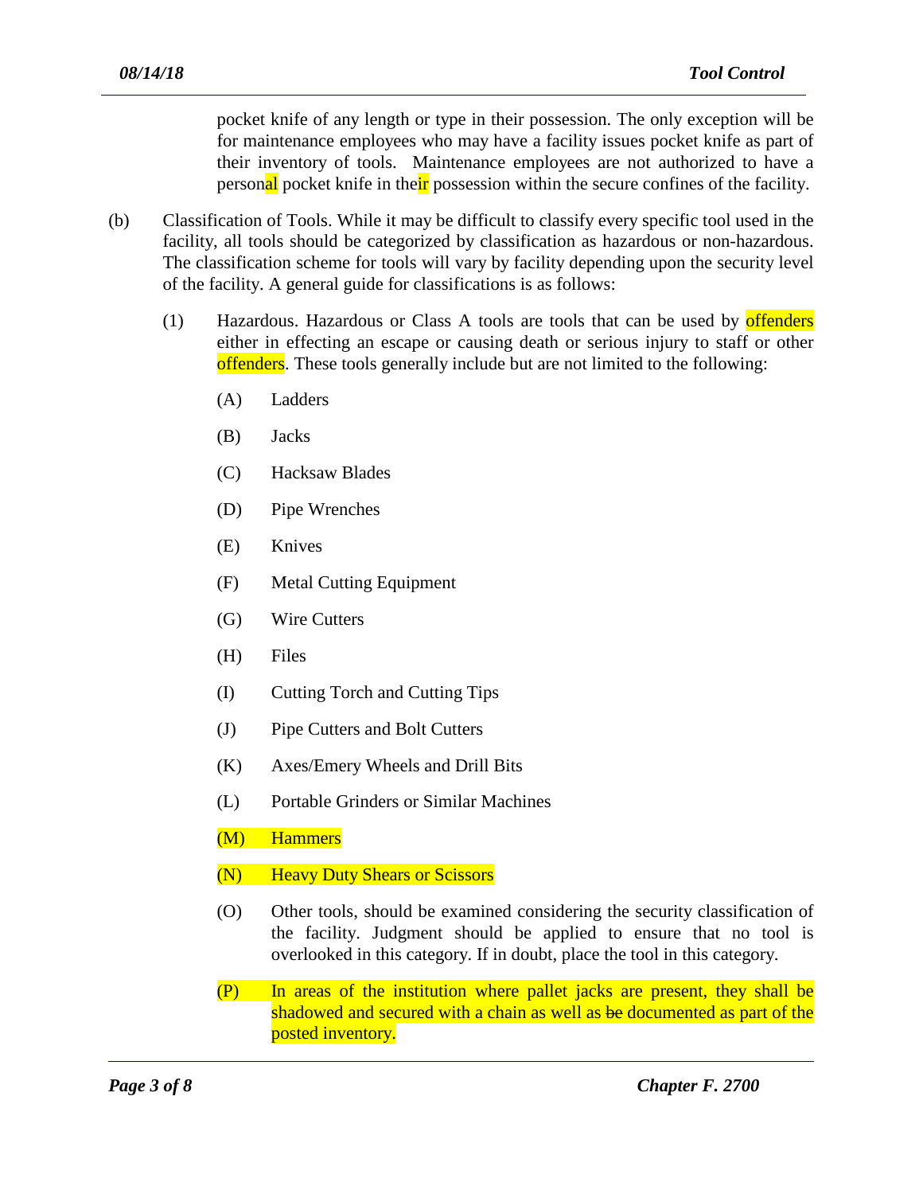pocket knife of any length or type in their possession. The only exception will be for maintenance employees who may have a facility issues pocket knife as part of their inventory of tools. Maintenance employees are not authorized to have a personal pocket knife in their possession within the secure confines of the facility.

(b) Classification of Tools. While it may be difficult to classify every specific tool used in the facility, all tools should be categorized by classification as hazardous or non-hazardous. The classification scheme for tools will vary by facility depending upon the security level of the facility. A general guide for classifications is as follows:

(1) Hazardous. Hazardous or Class A tools are tools that can be used by offenders either in effecting an escape or causing death or serious injury to staff or other offenders. These tools generally include but are not limited to the following:

(A) Ladders

(B) Jacks

(C) Hacksaw Blades

(D) Pipe Wrenches

(E) Knives

(F) Metal Cutting Equipment

(G) Wire Cutters

(H) Files

(I) Cutting Torch and Cutting Tips

(J) Pipe Cutters and Bolt Cutters

(K) Axes/Emery Wheels and Drill Bits

(L) Portable Grinders or Similar Machines

(M) Hammers

(N) Heavy Duty Shears or Scissors

(O) Other tools, should be examined considering the security classification of the facility. Judgment should be applied to ensure that no tool is overlooked in this category. If in doubt, place the tool in this category.

(P) In areas of the institution where pallet jacks are present, they shall be shadowed and secured with a chain as well as ~~be~~ documented as part of the posted inventory.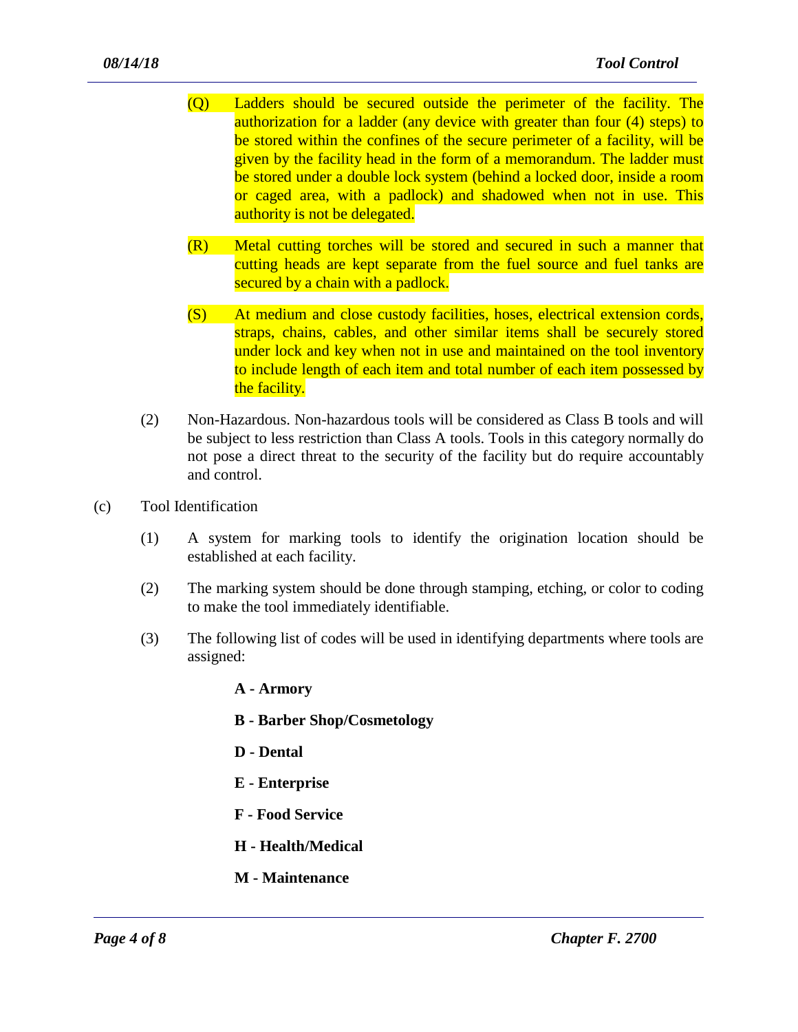(Q) Ladders should be secured outside the perimeter of the facility. The authorization for a ladder (any device with greater than four (4) steps) to be stored within the confines of the secure perimeter of a facility, will be given by the facility head in the form of a memorandum. The ladder must be stored under a double lock system (behind a locked door, inside a room or caged area, with a padlock) and shadowed when not in use. This authority is not be delegated.

(R) Metal cutting torches will be stored and secured in such a manner that cutting heads are kept separate from the fuel source and fuel tanks are secured by a chain with a padlock.

(S) At medium and close custody facilities, hoses, electrical extension cords, straps, chains, cables, and other similar items shall be securely stored under lock and key when not in use and maintained on the tool inventory to include length of each item and total number of each item possessed by the facility.

(2) Non-Hazardous. Non-hazardous tools will be considered as Class B tools and will be subject to less restriction than Class A tools. Tools in this category normally do not pose a direct threat to the security of the facility but do require accountably and control.

(c) Tool Identification

(1) A system for marking tools to identify the origination location should be established at each facility.

(2) The marking system should be done through stamping, etching, or color to coding to make the tool immediately identifiable.

(3) The following list of codes will be used in identifying departments where tools are assigned:

**A - Armory**

**B - Barber Shop/Cosmetology**

**D - Dental**

**E - Enterprise**

**F - Food Service**

**H - Health/Medical**

**M - Maintenance**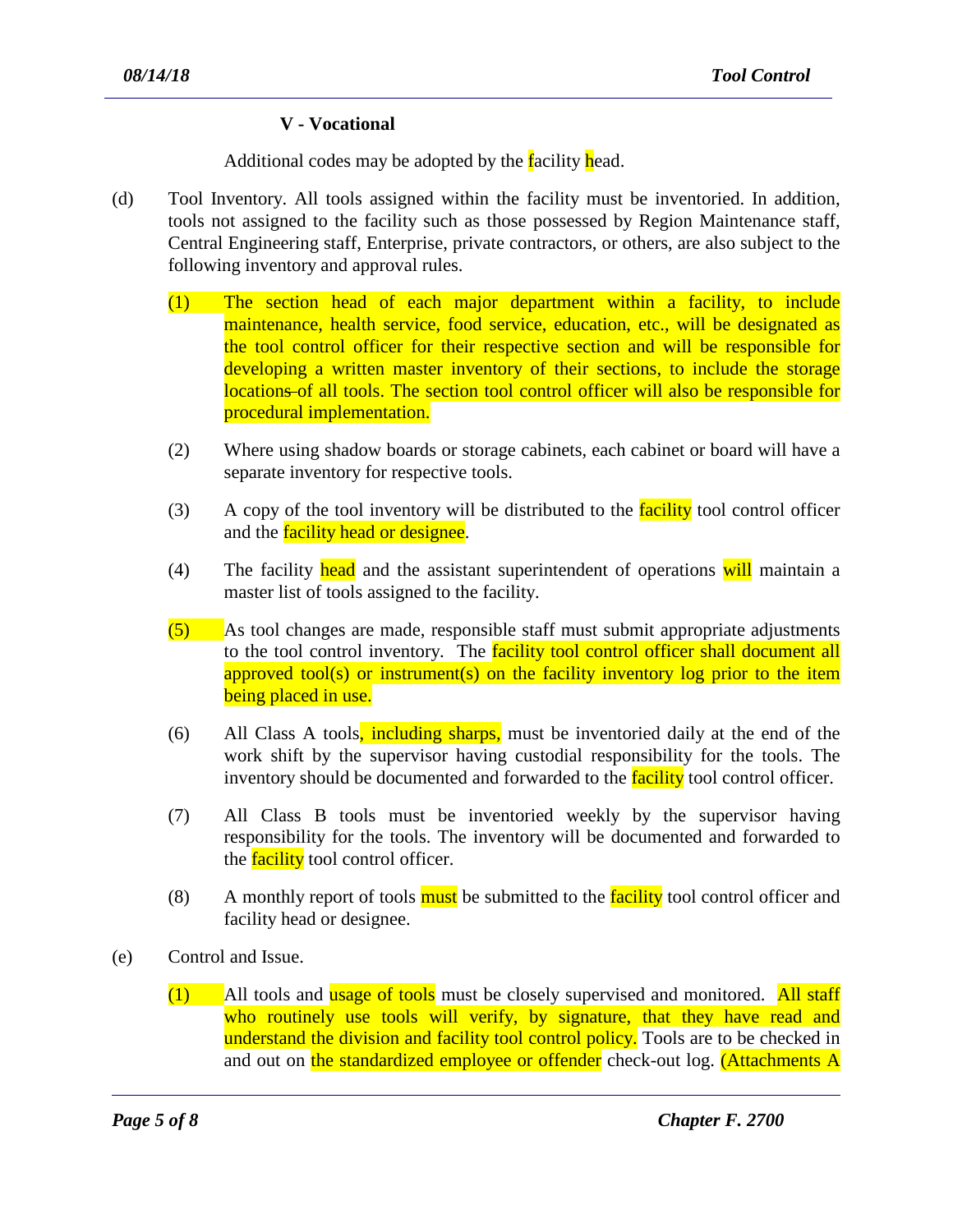**V - Vocational**

Additional codes may be adopted by the facility head.

(d) Tool Inventory. All tools assigned within the facility must be inventoried. In addition, tools not assigned to the facility such as those possessed by Region Maintenance staff, Central Engineering staff, Enterprise, private contractors, or others, are also subject to the following inventory and approval rules.

(1) The section head of each major department within a facility, to include maintenance, health service, food service, education, etc., will be designated as the tool control officer for their respective section and will be responsible for developing a written master inventory of their sections, to include the storage locations of all tools. The section tool control officer will also be responsible for procedural implementation.

(2) Where using shadow boards or storage cabinets, each cabinet or board will have a separate inventory for respective tools.

(3) A copy of the tool inventory will be distributed to the facility tool control officer and the facility head or designee.

(4) The facility head and the assistant superintendent of operations will maintain a master list of tools assigned to the facility.

(5) As tool changes are made, responsible staff must submit appropriate adjustments to the tool control inventory. The facility tool control officer shall document all approved tool(s) or instrument(s) on the facility inventory log prior to the item being placed in use.

(6) All Class A tools, including sharps, must be inventoried daily at the end of the work shift by the supervisor having custodial responsibility for the tools. The inventory should be documented and forwarded to the facility tool control officer.

(7) All Class B tools must be inventoried weekly by the supervisor having responsibility for the tools. The inventory will be documented and forwarded to the facility tool control officer.

(8) A monthly report of tools must be submitted to the facility tool control officer and facility head or designee.

(e) Control and Issue.

(1) All tools and usage of tools must be closely supervised and monitored. All staff who routinely use tools will verify, by signature, that they have read and understand the division and facility tool control policy. Tools are to be checked in and out on the standardized employee or offender check-out log. (Attachments A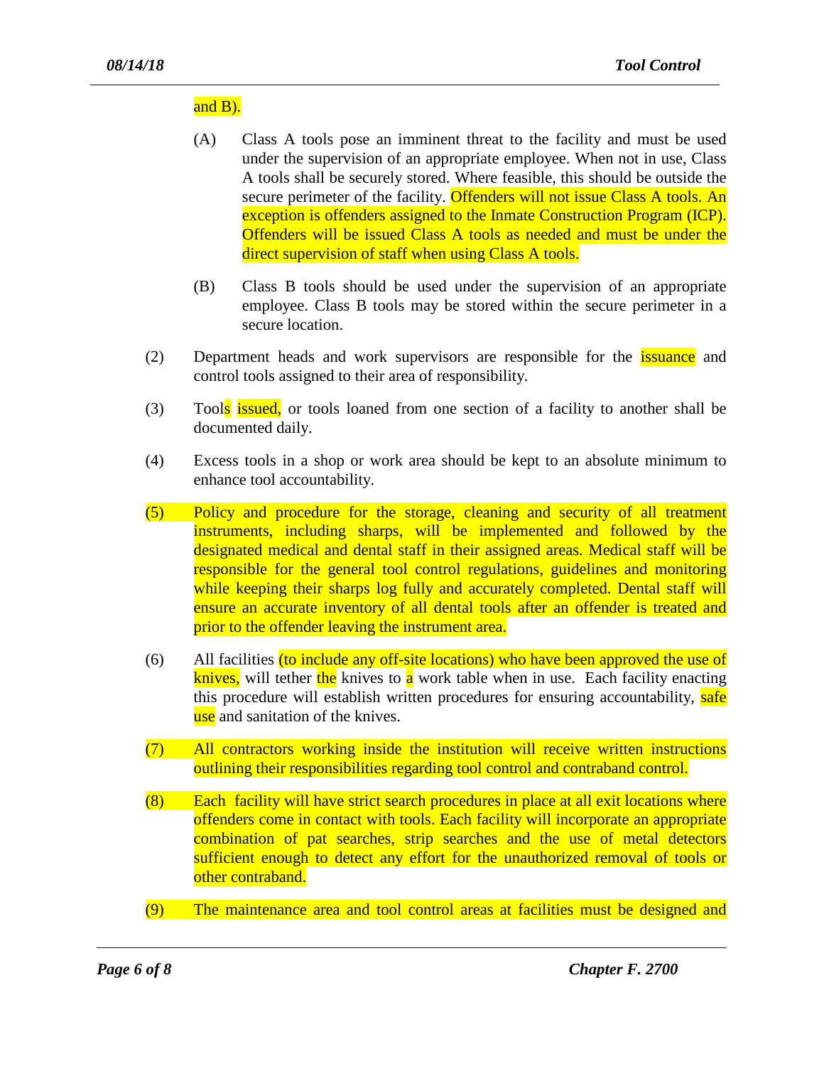and B).

(A) Class A tools pose an imminent threat to the facility and must be used under the supervision of an appropriate employee. When not in use, Class A tools shall be securely stored. Where feasible, this should be outside the secure perimeter of the facility. Offenders will not issue Class A tools. An exception is offenders assigned to the Inmate Construction Program (ICP). Offenders will be issued Class A tools as needed and must be under the direct supervision of staff when using Class A tools.

(B) Class B tools should be used under the supervision of an appropriate employee. Class B tools may be stored within the secure perimeter in a secure location.

(2) Department heads and work supervisors are responsible for the issuance and control tools assigned to their area of responsibility.

(3) Tools issued, or tools loaned from one section of a facility to another shall be documented daily.

(4) Excess tools in a shop or work area should be kept to an absolute minimum to enhance tool accountability.

(5) Policy and procedure for the storage, cleaning and security of all treatment instruments, including sharps, will be implemented and followed by the designated medical and dental staff in their assigned areas. Medical staff will be responsible for the general tool control regulations, guidelines and monitoring while keeping their sharps log fully and accurately completed. Dental staff will ensure an accurate inventory of all dental tools after an offender is treated and prior to the offender leaving the instrument area.

(6) All facilities (to include any off-site locations) who have been approved the use of knives, will tether the knives to a work table when in use. Each facility enacting this procedure will establish written procedures for ensuring accountability, safe use and sanitation of the knives.

(7) All contractors working inside the institution will receive written instructions outlining their responsibilities regarding tool control and contraband control.

(8) Each facility will have strict search procedures in place at all exit locations where offenders come in contact with tools. Each facility will incorporate an appropriate combination of pat searches, strip searches and the use of metal detectors sufficient enough to detect any effort for the unauthorized removal of tools or other contraband.

(9) The maintenance area and tool control areas at facilities must be designed and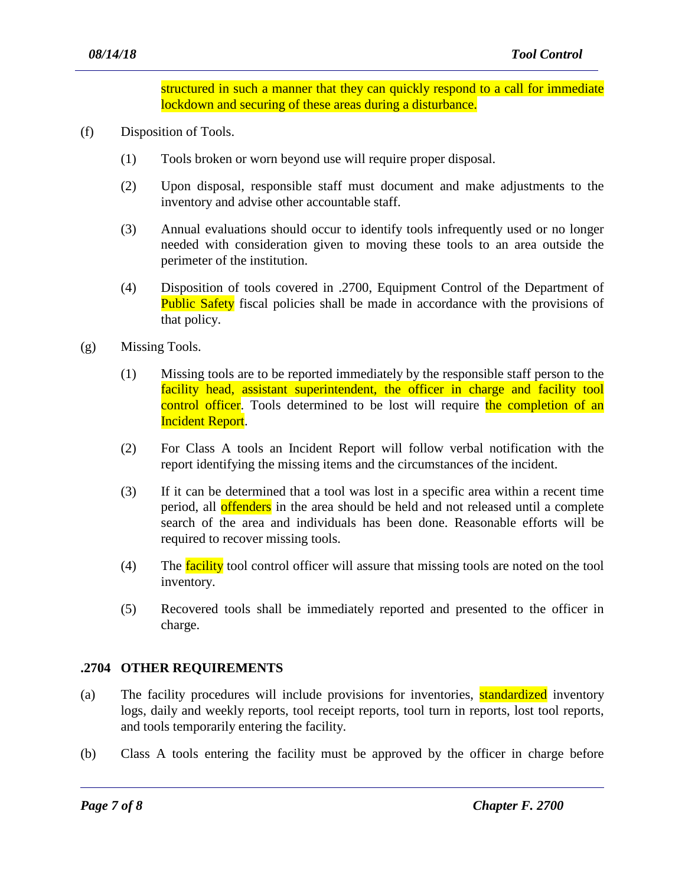structured in such a manner that they can quickly respond to a call for immediate lockdown and securing of these areas during a disturbance.

(f) Disposition of Tools.

(1) Tools broken or worn beyond use will require proper disposal.

(2) Upon disposal, responsible staff must document and make adjustments to the inventory and advise other accountable staff.

(3) Annual evaluations should occur to identify tools infrequently used or no longer needed with consideration given to moving these tools to an area outside the perimeter of the institution.

(4) Disposition of tools covered in .2700, Equipment Control of the Department of Public Safety fiscal policies shall be made in accordance with the provisions of that policy.

(g) Missing Tools.

(1) Missing tools are to be reported immediately by the responsible staff person to the facility head, assistant superintendent, the officer in charge and facility tool control officer. Tools determined to be lost will require the completion of an Incident Report.

(2) For Class A tools an Incident Report will follow verbal notification with the report identifying the missing items and the circumstances of the incident.

(3) If it can be determined that a tool was lost in a specific area within a recent time period, all offenders in the area should be held and not released until a complete search of the area and individuals has been done. Reasonable efforts will be required to recover missing tools.

(4) The facility tool control officer will assure that missing tools are noted on the tool inventory.

(5) Recovered tools shall be immediately reported and presented to the officer in charge.

## .2704 OTHER REQUIREMENTS

(a) The facility procedures will include provisions for inventories, standardized inventory logs, daily and weekly reports, tool receipt reports, tool turn in reports, lost tool reports, and tools temporarily entering the facility.

(b) Class A tools entering the facility must be approved by the officer in charge before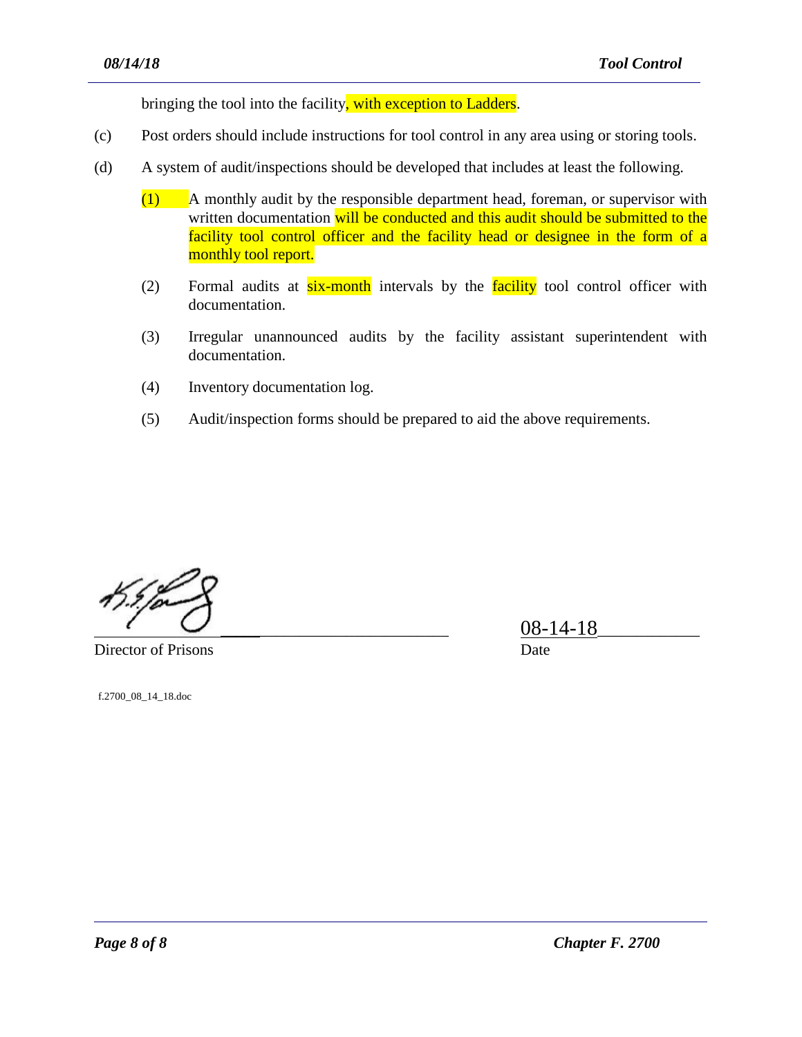bringing the tool into the facility, with exception to Ladders.

(c) Post orders should include instructions for tool control in any area using or storing tools.

(d) A system of audit/inspections should be developed that includes at least the following.

(1) A monthly audit by the responsible department head, foreman, or supervisor with written documentation will be conducted and this audit should be submitted to the facility tool control officer and the facility head or designee in the form of a monthly tool report.

(2) Formal audits at six-month intervals by the facility tool control officer with documentation.

(3) Irregular unannounced audits by the facility assistant superintendent with documentation.

(4) Inventory documentation log.

(5) Audit/inspection forms should be prepared to aid the above requirements.

Director of Prisons

Date: 08-14-18

f.2700_08_14_18.doc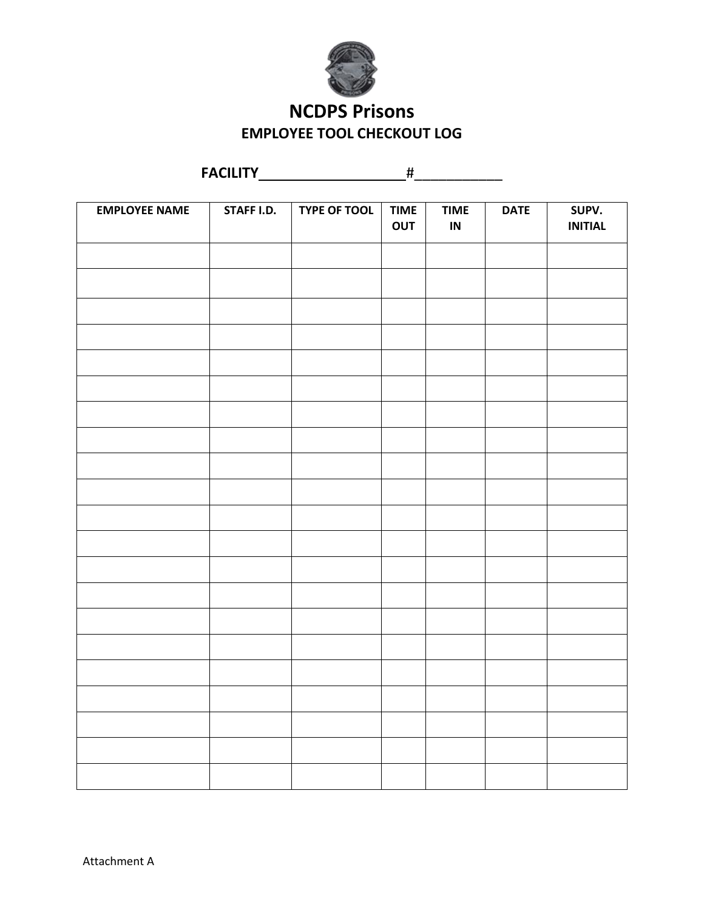# NCDPS Prisons

## EMPLOYEE TOOL CHECKOUT LOG

**FACILITY____________________#____________**

| EMPLOYEE NAME | STAFF I.D. | TYPE OF TOOL | TIME OUT | TIME IN | DATE | SUPV. INITIAL |
|---|---|---|---|---|---|---|
| | | | | | | |
| | | | | | | |
| | | | | | | |
| | | | | | | |
| | | | | | | |
| | | | | | | |
| | | | | | | |
| | | | | | | |
| | | | | | | |
| | | | | | | |
| | | | | | | |
| | | | | | | |
| | | | | | | |
| | | | | | | |
| | | | | | | |
| | | | | | | |
| | | | | | | |
| | | | | | | |
| | | | | | | |
| | | | | | | |
| | | | | | | |

Attachment A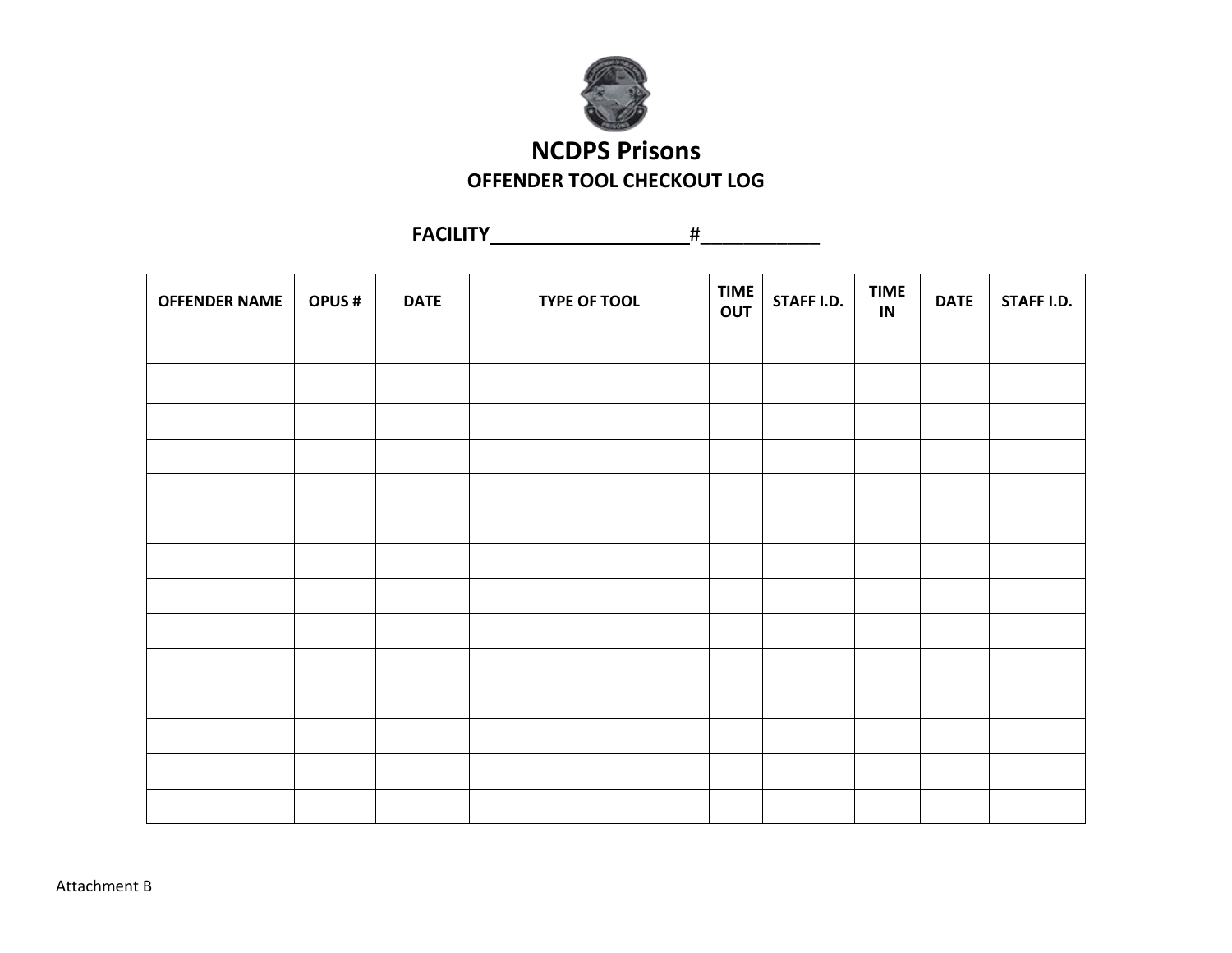# NCDPS Prisons

## OFFENDER TOOL CHECKOUT LOG

**FACILITY____________________#____________**

| OFFENDER NAME | OPUS # | DATE | TYPE OF TOOL | TIME OUT | STAFF I.D. | TIME IN | DATE | STAFF I.D. |
|---|---|---|---|---|---|---|---|---|
| | | | | | | | | |
| | | | | | | | | |
| | | | | | | | | |
| | | | | | | | | |
| | | | | | | | | |
| | | | | | | | | |
| | | | | | | | | |
| | | | | | | | | |
| | | | | | | | | |
| | | | | | | | | |
| | | | | | | | | |
| | | | | | | | | |
| | | | | | | | | |
| | | | | | | | | |

Attachment B